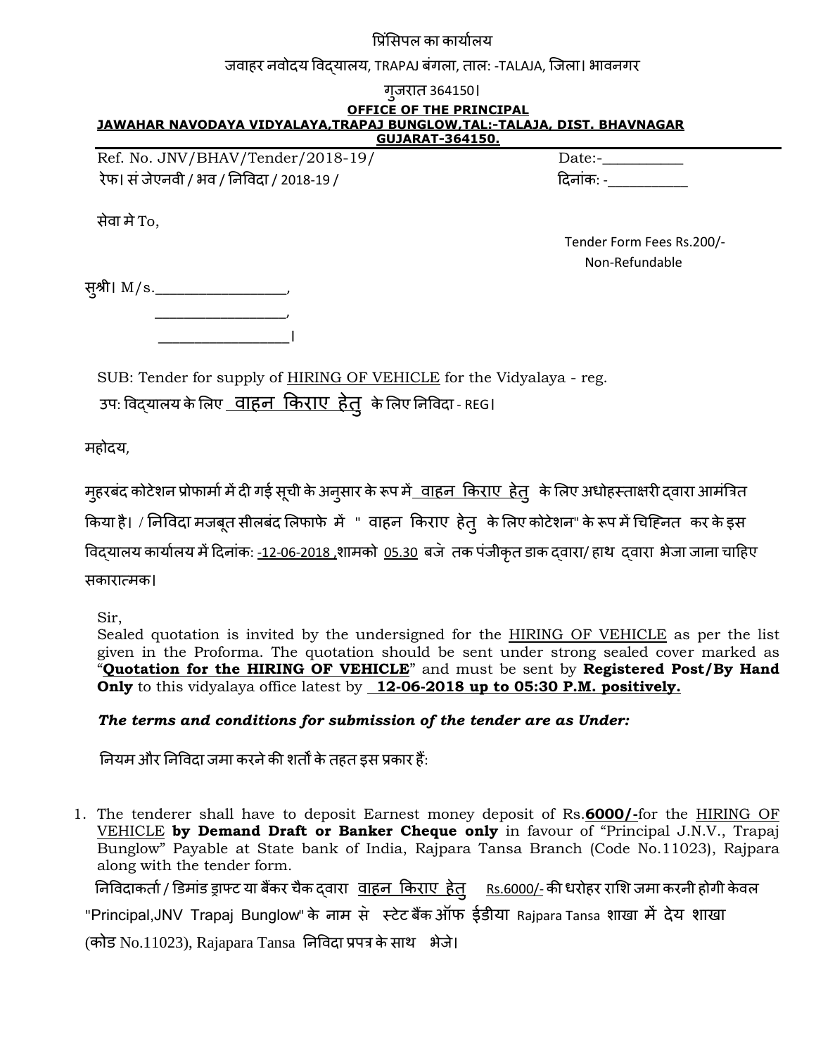प्रिंसिपल का कार्यालय

जवाहर नवोदय विद्यालय, TRAPAJ बंगला, ताल: -TALAJA, जिला। भावनगर

गुजरात 364150।

**OFFICE OF THE PRINCIPAL**
**JAWAHAR NAVODAYA VIDYALAYA,TRAPAJ BUNGLOW,TAL:-TALAJA, DIST. BHAVNAGAR GUJARAT-364150.**

Ref. No. JNV/BHAV/Tender/2018-19/ Date:-__________
रेफ। सं जेएनवी / भव / निविदा / 2018-19 / दिनांक: -__________

सेवा मे To,

Tender Form Fees Rs.200/-
Non-Refundable

सुश्री। M/s.________________,
________________,
________________।

SUB: Tender for supply of HIRING OF VEHICLE for the Vidyalaya - reg.
उप: विद्यालय के लिए वाहन किराए हेतु के लिए निविदा - REG।

महोदय,

मुहरबंद कोटेशन प्रोफार्मा में दी गई सूची के अनुसार के रूप में वाहन किराए हेतु के लिए अधोहस्ताक्षरी द्वारा आमंत्रित किया है। / निविदा मजबूत सीलबंद लिफाफे में " वाहन किराए हेतु के लिए कोटेशन" के रूप में चिह्नित कर के इस विद्यालय कार्यालय में दिनांक: -12-06-2018 ,शामको 05.30 बजे तक पंजीकृत डाक द्वारा/ हाथ द्वारा भेजा जाना चाहिए सकारात्मक।

Sir,
Sealed quotation is invited by the undersigned for the HIRING OF VEHICLE as per the list given in the Proforma. The quotation should be sent under strong sealed cover marked as "**Quotation for the HIRING OF VEHICLE**" and must be sent by **Registered Post/By Hand Only** to this vidyalaya office latest by **12-06-2018 up to 05:30 P.M. positively.**

***The terms and conditions for submission of the tender are as Under:***

नियम और निविदा जमा करने की शर्तों के तहत इस प्रकार हैं:

1. The tenderer shall have to deposit Earnest money deposit of Rs.**6000/-**for the HIRING OF VEHICLE **by Demand Draft or Banker Cheque only** in favour of "Principal J.N.V., Trapaj Bunglow" Payable at State bank of India, Rajpara Tansa Branch (Code No.11023), Rajpara along with the tender form.

   निविदाकर्ता / डिमांड ड्राफ्ट या बैंकर चैक द्वारा वाहन किराए हेतु Rs.6000/- की धरोहर राशि जमा करनी होगी केवल "Principal,JNV Trapaj Bunglow" के नाम से स्टेट बैंक ऑफ ईडीया Rajpara Tansa शाखा में देय शाखा (कोड No.11023), Rajapara Tansa निविदा प्रपत्र के साथ भेजे।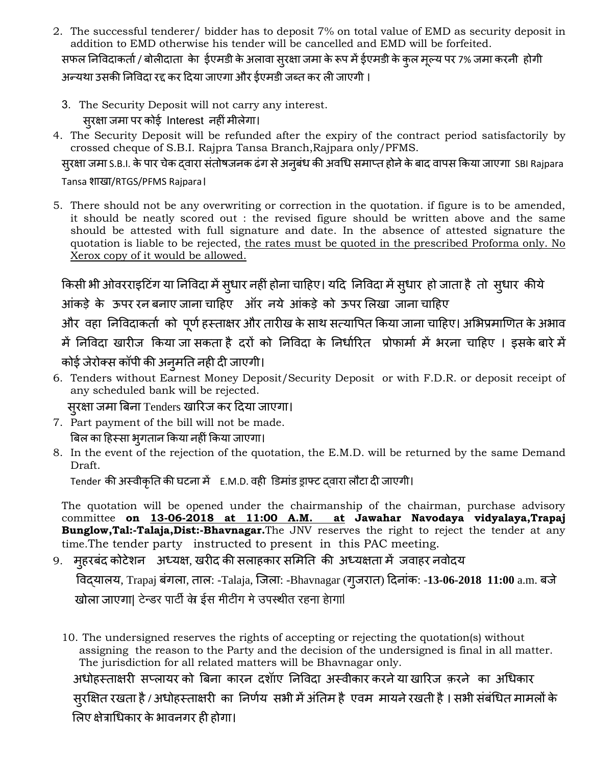2. The successful tenderer/ bidder has to deposit 7% on total value of EMD as security deposit in addition to EMD otherwise his tender will be cancelled and EMD will be forfeited.

   सफल निविदाकर्ता / बोलीदाता के ईएमडी के अलावा सुरक्षा जमा के रूप में ईएमडी के कुल मूल्य पर 7% जमा करनी होगी अन्यथा उसकी निविदा रद्द कर दिया जाएगा और ईएमडी जब्त कर ली जाएगी ।

3. The Security Deposit will not carry any interest.

   सुरक्षा जमा पर कोई Interest नहीं मीलेगा।

4. The Security Deposit will be refunded after the expiry of the contract period satisfactorily by crossed cheque of S.B.I. Rajpra Tansa Branch,Rajpara only/PFMS.

   सुरक्षा जमा S.B.I. के पार चेक द्वारा संतोषजनक ढंग से अनुबंध की अवधि समाप्त होने के बाद वापस किया जाएगा SBI Rajpara Tansa शाखा/RTGS/PFMS Rajpara।

5. There should not be any overwriting or correction in the quotation. if figure is to be amended, it should be neatly scored out : the revised figure should be written above and the same should be attested with full signature and date. In the absence of attested signature the quotation is liable to be rejected, <u>the rates must be quoted in the prescribed Proforma only. No Xerox copy of it would be allowed.</u>

   किसी भी ओवरराइटिंग या निविदा में सुधार नहीं होना चाहिए। यदि निविदा में सुधार हो जाता है तो सुधार कीये आंकड़े के ऊपर रन बनाए जाना चाहिए ऑर नये आंकड़े को ऊपर लिखा जाना चाहिए और वहा निविदाकर्ता को पूर्ण हस्ताक्षर और तारीख के साथ सत्यापित किया जाना चाहिए। अभिप्रमाणित के अभाव में निविदा खारीज किया जा सकता है दरों को निविदा के निर्धारित प्रोफार्मा में भरना चाहिए । इसके बारे में कोई जेरोक्स कॉपी की अनुमति नही दी जाएगी।

6. Tenders without Earnest Money Deposit/Security Deposit or with F.D.R. or deposit receipt of any scheduled bank will be rejected.

   सुरक्षा जमा बिना Tenders खारिज कर दिया जाएगा।

7. Part payment of the bill will not be made.

   बिल का हिस्सा भुगतान किया नहीं किया जाएगा।

8. In the event of the rejection of the quotation, the E.M.D. will be returned by the same Demand Draft.

   Tender की अस्वीकृति की घटना में E.M.D. वही डिमांड ड्राफ्ट द्वारा लौटा दी जाएगी।

   The quotation will be opened under the chairmanship of the chairman, purchase advisory committee **on <u>13-06-2018 at 11:00 A.M.</u> at Jawahar Navodaya vidyalaya,Trapaj Bunglow,Tal:-Talaja,Dist:-Bhavnagar.** The JNV reserves the right to reject the tender at any time.The tender party instructed to present in this PAC meeting.

9. मुहरबंद कोटेशन अध्यक्ष, खरीद की सलाहकार समिति की अध्यक्षता में जवाहर नवोदय विद्यालय, Trapaj बंगला, ताल: -Talaja, जिला: -Bhavnagar (गुजरात) दिनांक: **-13-06-2018 11:00** a.m. बजे खोला जाएगा| टेन्डर पार्टी के ईस मीटींग मे उपस्थीत रहना होगा|

10. The undersigned reserves the rights of accepting or rejecting the quotation(s) without assigning the reason to the Party and the decision of the undersigned is final in all matter. The jurisdiction for all related matters will be Bhavnagar only.

    अधोहस्ताक्षरी सप्लायर को बिना कारन दर्शाए निविदा अस्वीकार करने या खारिज क़रने का अधिकार सुरक्षित रखता है / अधोहस्ताक्षरी का निर्णय सभी में अंतिम है एवम मायने रखती है । सभी संबंधित मामलों के लिए क्षेत्राधिकार के भावनगर ही होगा।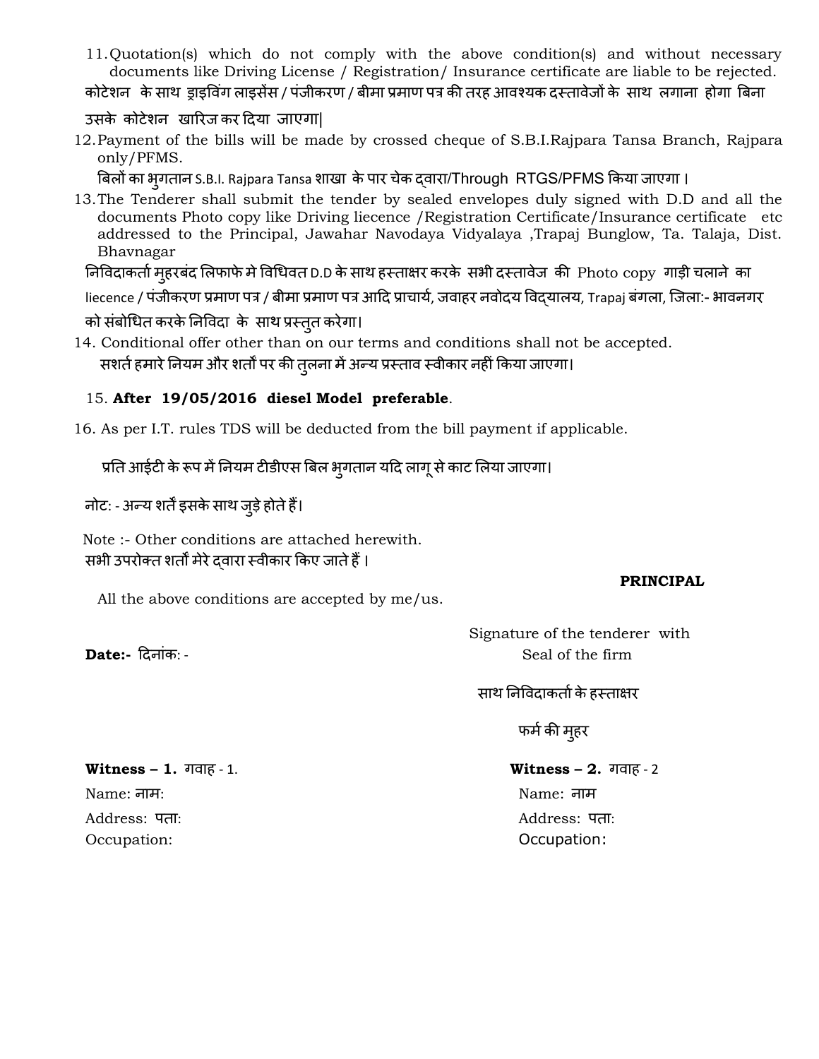11. Quotation(s) which do not comply with the above condition(s) and without necessary documents like Driving License / Registration/ Insurance certificate are liable to be rejected.

कोटेशन के साथ ड्राइविंग लाइसेंस / पंजीकरण / बीमा प्रमाण पत्र की तरह आवश्यक दस्तावेजों के साथ लगाना होगा बिना उसके कोटेशन खारिज कर दिया जाएगा|

12. Payment of the bills will be made by crossed cheque of S.B.I.Rajpara Tansa Branch, Rajpara only/PFMS.

बिलों का भुगतान S.B.I. Rajpara Tansa शाखा के पार चेक द्वारा/Through RTGS/PFMS किया जाएगा ।

13. The Tenderer shall submit the tender by sealed envelopes duly signed with D.D and all the documents Photo copy like Driving liecence /Registration Certificate/Insurance certificate etc addressed to the Principal, Jawahar Navodaya Vidyalaya ,Trapaj Bunglow, Ta. Talaja, Dist. Bhavnagar

निविदाकर्ता मुहरबंद लिफाफे मे विधिवत D.D के साथ हस्ताक्षर करके सभी दस्तावेज की Photo copy गाड़ी चलाने का liecence / पंजीकरण प्रमाण पत्र / बीमा प्रमाण पत्र आदि प्राचार्य, जवाहर नवोदय विद्यालय, Trapaj बंगला, जिला:- भावनगर को संबोधित करके निविदा के साथ प्रस्तुत करेगा।

14. Conditional offer other than on our terms and conditions shall not be accepted.

सशर्त हमारे नियम और शर्तों पर की तुलना में अन्य प्रस्ताव स्वीकार नहीं किया जाएगा।

15. **After 19/05/2016 diesel Model preferable**.

16. As per I.T. rules TDS will be deducted from the bill payment if applicable.

प्रति आईटी के रूप में नियम टीडीएस बिल भुगतान यदि लागू से काट लिया जाएगा।

नोट: - अन्य शर्तें इसके साथ जुड़े होते हैं।

Note :- Other conditions are attached herewith.

सभी उपरोक्त शर्तों मेरे द्वारा स्वीकार किए जाते हैं ।

**PRINCIPAL**

All the above conditions are accepted by me/us.

**Date:-** दिनांक: -

Signature of the tenderer with Seal of the firm

साथ निविदाकर्ता के हस्ताक्षर

फर्म की मुहर

**Witness – 1.** गवाह - 1.
Name: नाम:
Address: पता:
Occupation:

**Witness – 2.** गवाह - 2
Name: नाम
Address: पता:
Occupation: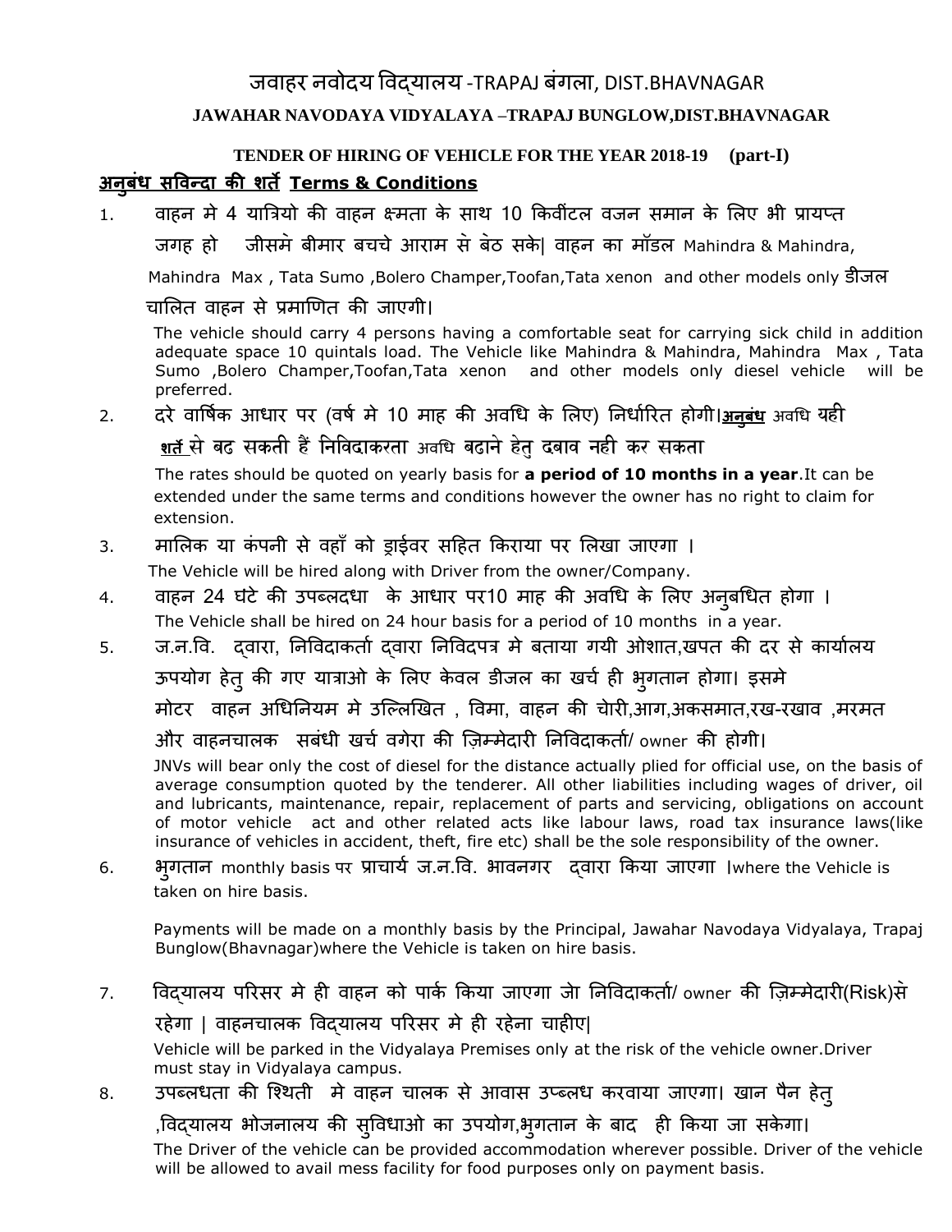# जवाहर नवोदय विद्यालय -TRAPAJ बंगला, DIST.BHAVNAGAR

## JAWAHAR NAVODAYA VIDYALAYA –TRAPAJ BUNGLOW,DIST.BHAVNAGAR

### TENDER OF HIRING OF VEHICLE FOR THE YEAR 2018-19 (part-I)

**अनुबंध सविन्दा की शर्ते Terms & Conditions**

1. वाहन मे 4 यात्रियो की वाहन क्ष्मता के साथ 10 किवींटल वजन समान के लिए भी प्रायप्त जगह हो जीसमे बीमार बचचे आराम से बेठ सके| वाहन का मॉडल Mahindra & Mahindra, Mahindra Max , Tata Sumo ,Bolero Champer,Toofan,Tata xenon and other models only डीजल चालित वाहन से प्रमाणित की जाएगी।

   The vehicle should carry 4 persons having a comfortable seat for carrying sick child in addition adequate space 10 quintals load. The Vehicle like Mahindra & Mahindra, Mahindra Max , Tata Sumo ,Bolero Champer,Toofan,Tata xenon and other models only diesel vehicle will be preferred.

2. दरे वार्षिक आधार पर (वर्ष मे 10 माह की अवधि के लिए) निर्धारित होगी।**अनुबंध** अवधि यही **शर्ते** से बढ सकती हैं निविदाकरता अवधि बढाने हेतु दबाव नही कर सकता

   The rates should be quoted on yearly basis for **a period of 10 months in a year**.It can be extended under the same terms and conditions however the owner has no right to claim for extension.

3. मालिक या कंपनी से वहाँ को ड्राईवर सहित किराया पर लिखा जाएगा ।

   The Vehicle will be hired along with Driver from the owner/Company.

4. वाहन 24 घंटे की उपब्लदधा के आधार पर10 माह की अवधि के लिए अनुबधित होगा ।

   The Vehicle shall be hired on 24 hour basis for a period of 10 months in a year.

5. ज.न.वि. द्वारा, निविदाकर्ता द्वारा निविदपत्र मे बताया गयी ओशात,खपत की दर से कार्यालय ऊपयोग हेतु की गए यात्राओ के लिए केवल डीजल का खर्च ही भुगतान होगा। इसमे मोटर वाहन अधिनियम मे उल्लिखित , विमा, वाहन की चोरी,आग,अकसमात,रख-रखाव ,मरमत और वाहनचालक सबंधी खर्च वगेरा की ज़िम्मेदारी निविदाकर्ता/ owner की होगी।

   JNVs will bear only the cost of diesel for the distance actually plied for official use, on the basis of average consumption quoted by the tenderer. All other liabilities including wages of driver, oil and lubricants, maintenance, repair, replacement of parts and servicing, obligations on account of motor vehicle act and other related acts like labour laws, road tax insurance laws(like insurance of vehicles in accident, theft, fire etc) shall be the sole responsibility of the owner.

6. भुगतान monthly basis पर प्राचार्य ज.न.वि. भावनगर द्वारा किया जाएगा ।where the Vehicle is taken on hire basis.

   Payments will be made on a monthly basis by the Principal, Jawahar Navodaya Vidyalaya, Trapaj Bunglow(Bhavnagar)where the Vehicle is taken on hire basis.

7. विद्यालय परिसर मे ही वाहन को पार्क किया जाएगा जो निविदाकर्ता/ owner की ज़िम्मेदारी(Risk)से रहेगा | वाहनचालक विद्यालय परिसर मे ही रहेना चाहीए|

   Vehicle will be parked in the Vidyalaya Premises only at the risk of the vehicle owner.Driver must stay in Vidyalaya campus.

8. उपब्लधता की श्थिती मे वाहन चालक से आवास उप्ब्लध करवाया जाएगा। खान पैन हेतु ,विद्यालय भोजनालय की सुविधाओ का उपयोग,भुगतान के बाद ही किया जा सकेगा।

   The Driver of the vehicle can be provided accommodation wherever possible. Driver of the vehicle will be allowed to avail mess facility for food purposes only on payment basis.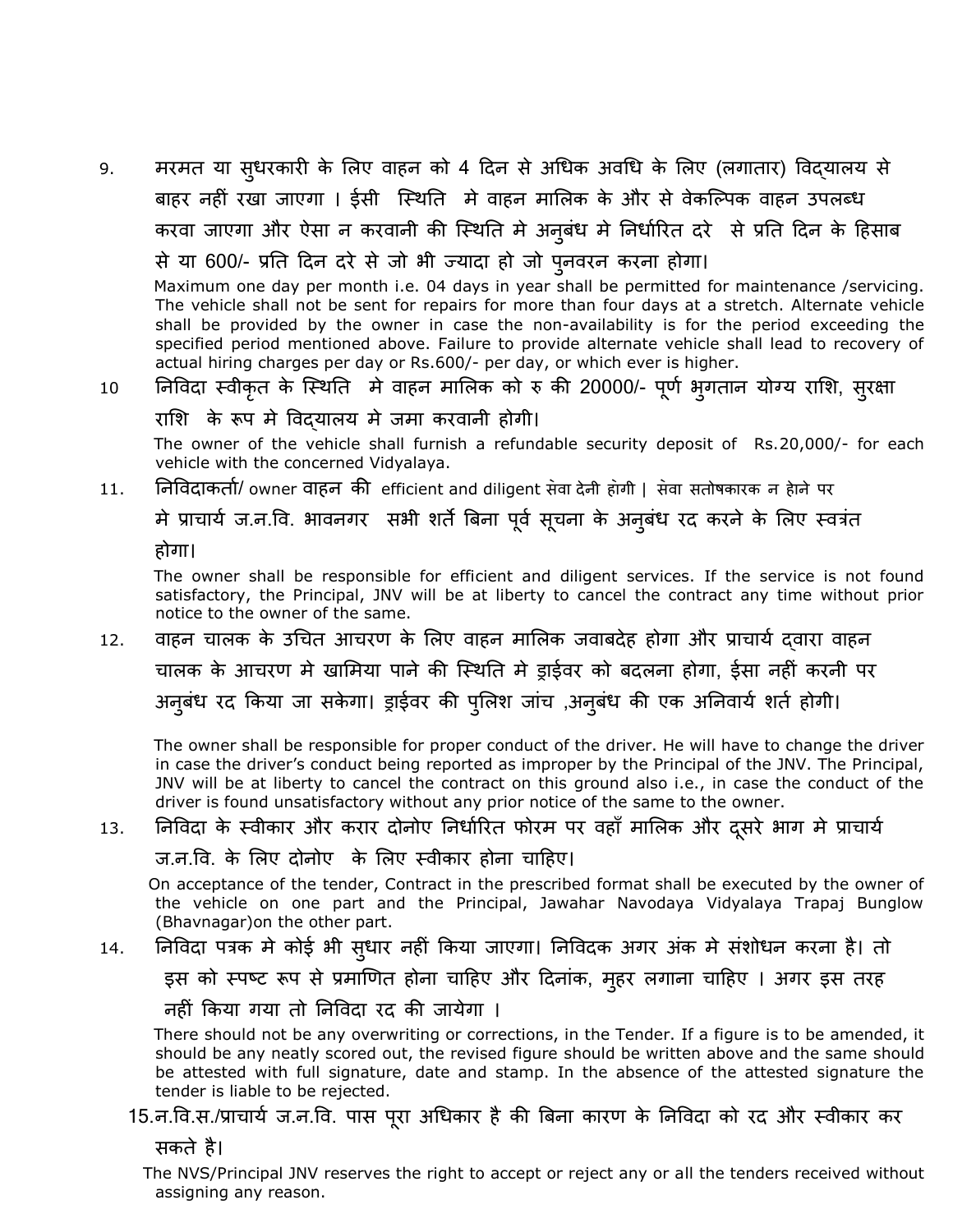9. मरमत या सुधरकारी के लिए वाहन को 4 दिन से अधिक अवधि के लिए (लगातार) विद्यालय से बाहर नहीं रखा जाएगा । ईसी स्थिति मे वाहन मालिक के और से वेकल्पिक वाहन उपलब्ध करवा जाएगा और ऐसा न करवानी की स्थिति मे अनुबंध मे निर्धारित दरे से प्रति दिन के हिसाब से या 600/- प्रति दिन दरे से जो भी ज्यादा हो जो पुनवरन करना होगा।

   Maximum one day per month i.e. 04 days in year shall be permitted for maintenance /servicing. The vehicle shall not be sent for repairs for more than four days at a stretch. Alternate vehicle shall be provided by the owner in case the non-availability is for the period exceeding the specified period mentioned above. Failure to provide alternate vehicle shall lead to recovery of actual hiring charges per day or Rs.600/- per day, or which ever is higher.

10 निविदा स्वीकृत के स्थिति मे वाहन मालिक को रु की 20000/- पूर्ण भुगतान योग्य राशि, सुरक्षा राशि के रूप मे विद्यालय मे जमा करवानी होगी।

   The owner of the vehicle shall furnish a refundable security deposit of Rs.20,000/- for each vehicle with the concerned Vidyalaya.

11. निविदाकर्ता/ owner वाहन की efficient and diligent सेवा देनी होगी | सेवा सतोषकारक न हेाने पर मे प्राचार्य ज.न.वि. भावनगर सभी शर्ते बिना पूर्व सूचना के अनुबंध रद करने के लिए स्वत्रंत होगा।

   The owner shall be responsible for efficient and diligent services. If the service is not found satisfactory, the Principal, JNV will be at liberty to cancel the contract any time without prior notice to the owner of the same.

12. वाहन चालक के उचित आचरण के लिए वाहन मालिक जवाबदेह होगा और प्राचार्य द्वारा वाहन चालक के आचरण मे खामिया पाने की स्थिति मे ड्राईवर को बदलना होगा, ईसा नहीं करनी पर अनुबंध रद किया जा सकेगा। ड्राईवर की पुलिश जांच ,अनुबंध की एक अनिवार्य शर्त होगी।

   The owner shall be responsible for proper conduct of the driver. He will have to change the driver in case the driver's conduct being reported as improper by the Principal of the JNV. The Principal, JNV will be at liberty to cancel the contract on this ground also i.e., in case the conduct of the driver is found unsatisfactory without any prior notice of the same to the owner.

13. निविदा के स्वीकार और करार दोनोए निर्धारित फोरम पर वहाँ मालिक और दूसरे भाग मे प्राचार्य ज.न.वि. के लिए दोनोए के लिए स्वीकार होना चाहिए।

   On acceptance of the tender, Contract in the prescribed format shall be executed by the owner of the vehicle on one part and the Principal, Jawahar Navodaya Vidyalaya Trapaj Bunglow (Bhavnagar)on the other part.

14. निविदा पत्रक मे कोई भी सुधार नहीं किया जाएगा। निविदक अगर अंक मे संशोधन करना है। तो इस को स्पष्ट रूप से प्रमाणित होना चाहिए और दिनांक, मुहर लगाना चाहिए । अगर इस तरह नहीं किया गया तो निविदा रद की जायेगा ।

   There should not be any overwriting or corrections, in the Tender. If a figure is to be amended, it should be any neatly scored out, the revised figure should be written above and the same should be attested with full signature, date and stamp. In the absence of the attested signature the tender is liable to be rejected.

15. न.वि.स./प्राचार्य ज.न.वि. पास पूरा अधिकार है की बिना कारण के निविदा को रद और स्वीकार कर सकते है।

   The NVS/Principal JNV reserves the right to accept or reject any or all the tenders received without assigning any reason.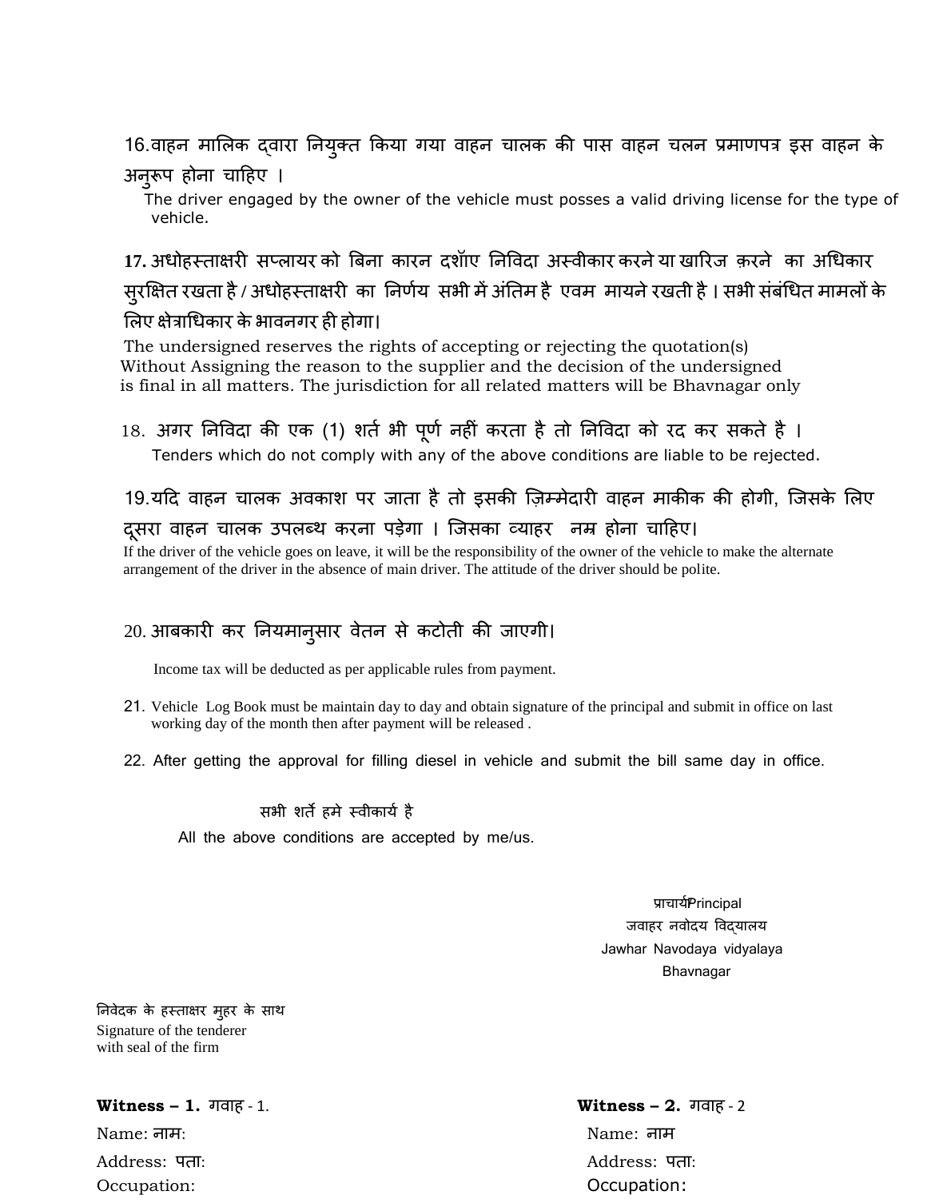16.वाहन मालिक द्वारा नियुक्त किया गया वाहन चालक की पास वाहन चलन प्रमाणपत्र इस वाहन के अनुरूप होना चाहिए ।

The driver engaged by the owner of the vehicle must posses a valid driving license for the type of vehicle.

**17.** अधोहस्ताक्षरी सप्लायर को बिना कारन दशॉए निविदा अस्वीकार करने या खारिज क़रने का अधिकार सुरक्षित रखता है / अधोहस्ताक्षरी का निर्णय सभी में अंतिम है एवम मायने रखती है । सभी संबंधित मामलों के लिए क्षेत्राधिकार के भावनगर ही होगा।

The undersigned reserves the rights of accepting or rejecting the quotation(s) Without Assigning the reason to the supplier and the decision of the undersigned is final in all matters. The jurisdiction for all related matters will be Bhavnagar only

18. अगर निविदा की एक (1) शर्त भी पूर्ण नहीं करता है तो निविदा को रद कर सकते है ।

Tenders which do not comply with any of the above conditions are liable to be rejected.

19.यदि वाहन चालक अवकाश पर जाता है तो इसकी ज़िम्मेदारी वाहन माकीक की होगी, जिसके लिए दूसरा वाहन चालक उपलब्थ करना पड़ेगा । जिसका व्याहर नम्र होना चाहिए।

If the driver of the vehicle goes on leave, it will be the responsibility of the owner of the vehicle to make the alternate arrangement of the driver in the absence of main driver. The attitude of the driver should be polite.

20. आबकारी कर नियमानुसार वेतन से कटोती की जाएगी।

Income tax will be deducted as per applicable rules from payment.

21. Vehicle Log Book must be maintain day to day and obtain signature of the principal and submit in office on last working day of the month then after payment will be released .

22. After getting the approval for filling diesel in vehicle and submit the bill same day in office.

सभी शर्ते हमे स्वीकार्य है

All the above conditions are accepted by me/us.

प्राचार्यPrincipal
जवाहर नवोदय विद्यालय
Jawhar Navodaya vidyalaya
Bhavnagar

निवेदक के हस्ताक्षर मुहर के साथ
Signature of the tenderer
with seal of the firm

**Witness – 1.** गवाह - 1.
Name: नाम:
Address: पता:
Occupation:

**Witness – 2.** गवाह - 2
Name: नाम
Address: पता:
Occupation: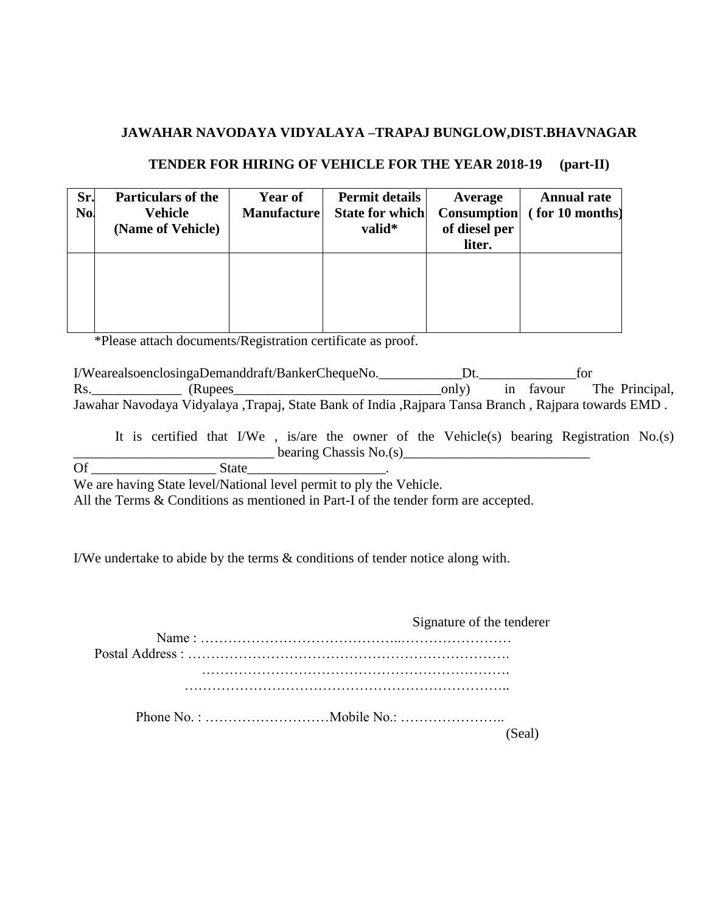**JAWAHAR NAVODAYA VIDYALAYA –TRAPAJ BUNGLOW,DIST.BHAVNAGAR**

**TENDER FOR HIRING OF VEHICLE FOR THE YEAR 2018-19 (part-II)**

| Sr. No. | Particulars of the Vehicle (Name of Vehicle) | Year of Manufacture | Permit details State for which valid* | Average Consumption of diesel per liter. | Annual rate ( for 10 months) |
|---|---|---|---|---|---|
| | | | | | |

*Please attach documents/Registration certificate as proof.

I/WearealsoenclosingaDemanddraft/BankerChequeNo.____________Dt.______________for Rs._____________ (Rupees______________________________only) in favour The Principal, Jawahar Navodaya Vidyalaya ,Trapaj, State Bank of India ,Rajpara Tansa Branch , Rajpara towards EMD .

It is certified that I/We , is/are the owner of the Vehicle(s) bearing Registration No.(s) ____________________________ bearing Chassis No.(s)___________________________ Of _________________ State___________________.

We are having State level/National level permit to ply the Vehicle.

All the Terms & Conditions as mentioned in Part-I of the tender form are accepted.

I/We undertake to abide by the terms & conditions of tender notice along with.

Signature of the tenderer

Name : …………………………………..……………………

Postal Address : …………………………………………………………….

…………………………………………………………….

……………………………………………………………..

Phone No. : ………………………Mobile No.: …………………..

(Seal)